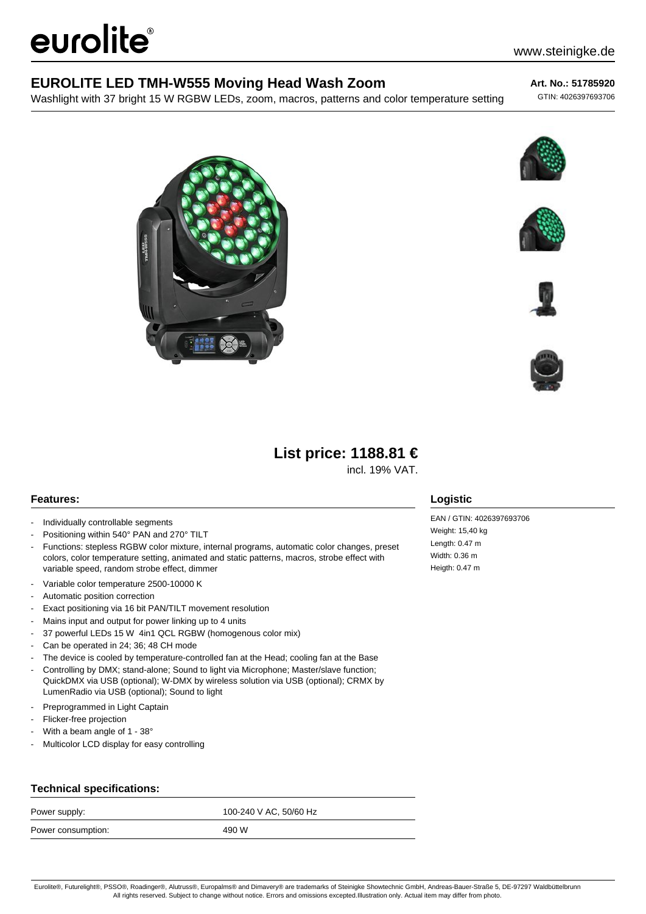eurolite

www.steinigke.de

# EUROLITE LED TMH-W555 Moving Head Wash Zoom

Washlight with 37 bright 15 W RGBW LEDs, zoom, macros, patterns and color temperature setting

**Art. No.: 51785920**

GTIN: 4026397693706

## List price: 1188.81 €

incl. 19% VAT.

### Features:

- Individually controllable segments
- Positioning within 540° PAN and 270° TILT
- Functions: stepless RGBW color mixture, internal programs, automatic color changes, preset colors, color temperature setting, animated and static patterns, macros, strobe effect with variable speed, random strobe effect, dimmer
- Variable color temperature 2500-10000 K
- Automatic position correction
- Exact positioning via 16 bit PAN/TILT movement resolution
- Mains input and output for power linking up to 4 units
- 37 powerful LEDs 15 W 4in1 QCL RGBW (homogenous color mix)
- Can be operated in 24; 36; 48 CH mode
- The device is cooled by temperature-controlled fan at the Head; cooling fan at the Base
- Controlling by DMX; stand-alone; Sound to light via Microphone; Master/slave function; QuickDMX via USB (optional); W-DMX by wireless solution via USB (optional); CRMX by LumenRadio via USB (optional); Sound to light
- Preprogrammed in Light Captain
- Flicker-free projection
- With a beam angle of 1 - 38°
- Multicolor LCD display for easy controlling

### Logistic

EAN / GTIN: 4026397693706
Weight: 15,40 kg
Length: 0.47 m
Width: 0.36 m
Heigth: 0.47 m

### Technical specifications:

| | |
|---|---|
| Power supply: | 100-240 V AC, 50/60 Hz |
| Power consumption: | 490 W |

Eurolite®, Futurelight®, PSSO®, Roadinger®, Alutruss®, Europalms® and Dimavery® are trademarks of Steinigke Showtechnic GmbH, Andreas-Bauer-Straße 5, DE-97297 Waldbüttelbrunn
All rights reserved. Subject to change without notice. Errors and omissions excepted.Illustration only. Actual item may differ from photo.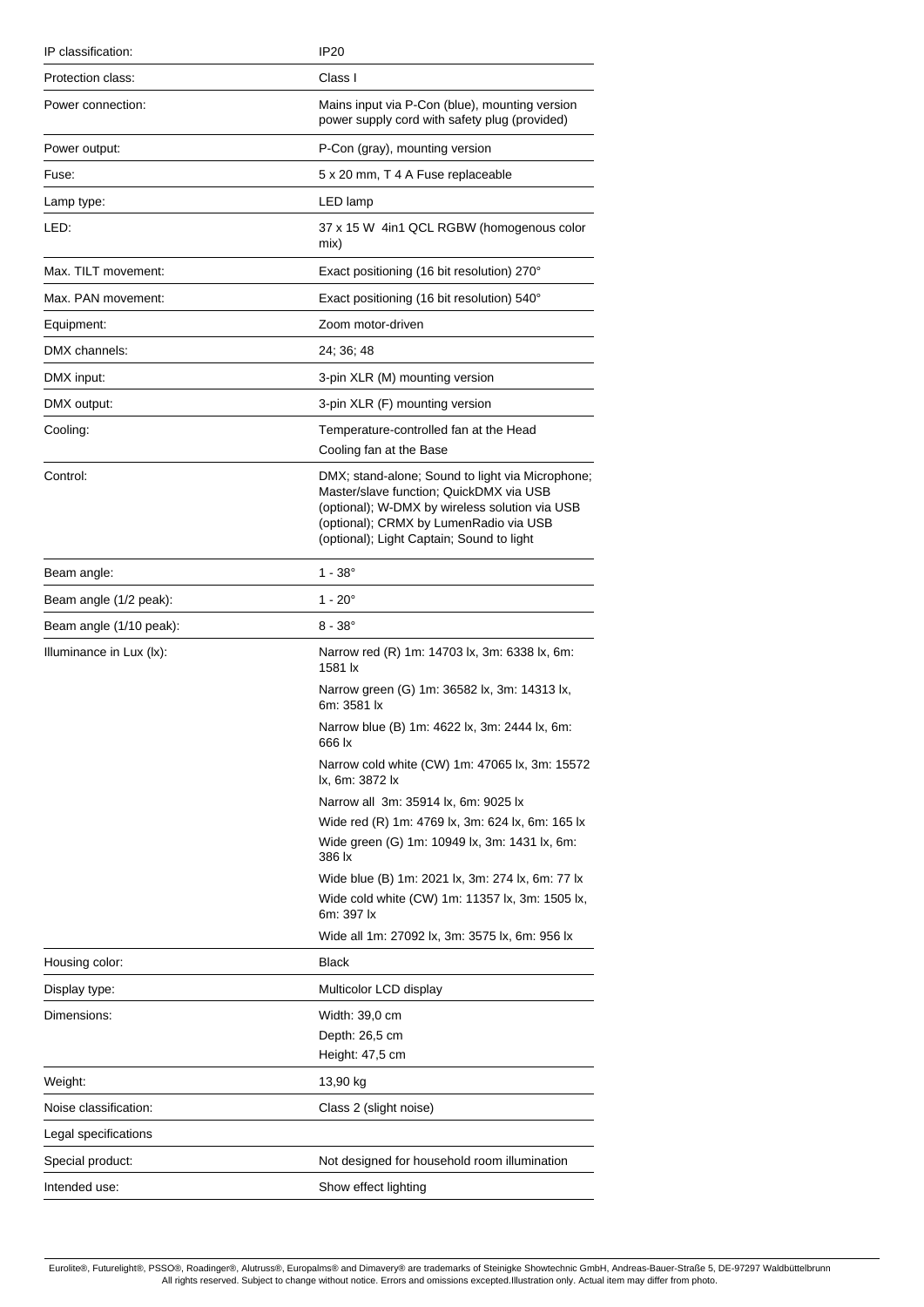| | |
|---|---|
| IP classification: | IP20 |
| Protection class: | Class I |
| Power connection: | Mains input via P-Con (blue), mounting version power supply cord with safety plug (provided) |
| Power output: | P-Con (gray), mounting version |
| Fuse: | 5 x 20 mm, T 4 A Fuse replaceable |
| Lamp type: | LED lamp |
| LED: | 37 x 15 W 4in1 QCL RGBW (homogenous color mix) |
| Max. TILT movement: | Exact positioning (16 bit resolution) 270° |
| Max. PAN movement: | Exact positioning (16 bit resolution) 540° |
| Equipment: | Zoom motor-driven |
| DMX channels: | 24; 36; 48 |
| DMX input: | 3-pin XLR (M) mounting version |
| DMX output: | 3-pin XLR (F) mounting version |
| Cooling: | Temperature-controlled fan at the Head<br>Cooling fan at the Base |
| Control: | DMX; stand-alone; Sound to light via Microphone; Master/slave function; QuickDMX via USB (optional); W-DMX by wireless solution via USB (optional); CRMX by LumenRadio via USB (optional); Light Captain; Sound to light |
| Beam angle: | 1 - 38° |
| Beam angle (1/2 peak): | 1 - 20° |
| Beam angle (1/10 peak): | 8 - 38° |
| Illuminance in Lux (lx): | Narrow red (R) 1m: 14703 lx, 3m: 6338 lx, 6m: 1581 lx<br>Narrow green (G) 1m: 36582 lx, 3m: 14313 lx, 6m: 3581 lx<br>Narrow blue (B) 1m: 4622 lx, 3m: 2444 lx, 6m: 666 lx<br>Narrow cold white (CW) 1m: 47065 lx, 3m: 15572 lx, 6m: 3872 lx<br>Narrow all 3m: 35914 lx, 6m: 9025 lx<br>Wide red (R) 1m: 4769 lx, 3m: 624 lx, 6m: 165 lx<br>Wide green (G) 1m: 10949 lx, 3m: 1431 lx, 6m: 386 lx<br>Wide blue (B) 1m: 2021 lx, 3m: 274 lx, 6m: 77 lx<br>Wide cold white (CW) 1m: 11357 lx, 3m: 1505 lx, 6m: 397 lx<br>Wide all 1m: 27092 lx, 3m: 3575 lx, 6m: 956 lx |
| Housing color: | Black |
| Display type: | Multicolor LCD display |
| Dimensions: | Width: 39,0 cm<br>Depth: 26,5 cm<br>Height: 47,5 cm |
| Weight: | 13,90 kg |
| Noise classification: | Class 2 (slight noise) |
| Legal specifications | |
| Special product: | Not designed for household room illumination |
| Intended use: | Show effect lighting |

Eurolite®, Futurelight®, PSSO®, Roadinger®, Alutruss®, Europalms® and Dimavery® are trademarks of Steinigke Showtechnic GmbH, Andreas-Bauer-Straße 5, DE-97297 Waldbüttelbrunn
All rights reserved. Subject to change without notice. Errors and omissions excepted.Illustration only. Actual item may differ from photo.